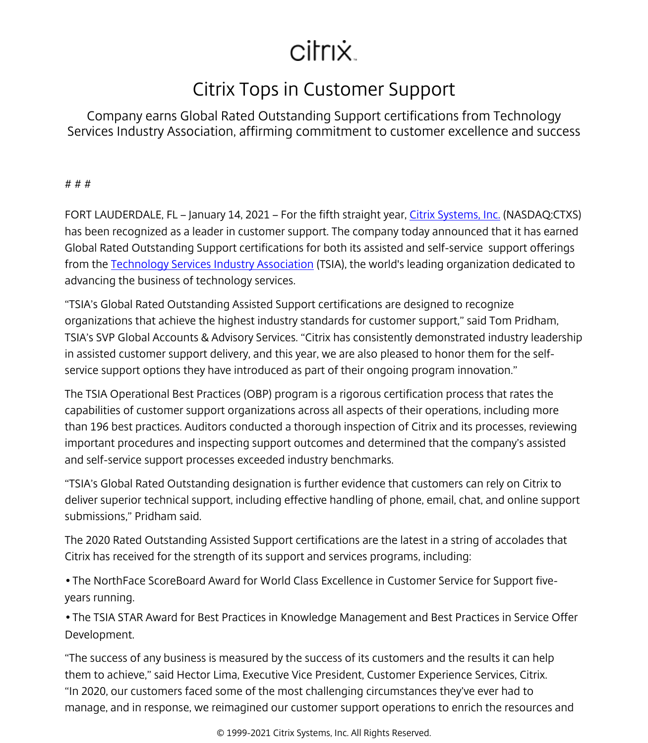citrix

# Citrix Tops in Customer Support

## Company earns Global Rated Outstanding Support certifications from Technology Services Industry Association, affirming commitment to customer excellence and success

# # #

FORT LAUDERDALE, FL – January 14, 2021 – For the fifth straight year, Citrix Systems, Inc. (NASDAQ:CTXS) has been recognized as a leader in customer support. The company today announced that it has earned Global Rated Outstanding Support certifications for both its assisted and self-service support offerings from the Technology Services Industry Association (TSIA), the world's leading organization dedicated to advancing the business of technology services.

"TSIA's Global Rated Outstanding Assisted Support certifications are designed to recognize organizations that achieve the highest industry standards for customer support," said Tom Pridham, TSIA's SVP Global Accounts & Advisory Services. "Citrix has consistently demonstrated industry leadership in assisted customer support delivery, and this year, we are also pleased to honor them for the self-service support options they have introduced as part of their ongoing program innovation."

The TSIA Operational Best Practices (OBP) program is a rigorous certification process that rates the capabilities of customer support organizations across all aspects of their operations, including more than 196 best practices. Auditors conducted a thorough inspection of Citrix and its processes, reviewing important procedures and inspecting support outcomes and determined that the company's assisted and self-service support processes exceeded industry benchmarks.

"TSIA's Global Rated Outstanding designation is further evidence that customers can rely on Citrix to deliver superior technical support, including effective handling of phone, email, chat, and online support submissions," Pridham said.

The 2020 Rated Outstanding Assisted Support certifications are the latest in a string of accolades that Citrix has received for the strength of its support and services programs, including:

• The NorthFace ScoreBoard Award for World Class Excellence in Customer Service for Support five-years running.

• The TSIA STAR Award for Best Practices in Knowledge Management and Best Practices in Service Offer Development.

"The success of any business is measured by the success of its customers and the results it can help them to achieve," said Hector Lima, Executive Vice President, Customer Experience Services, Citrix. "In 2020, our customers faced some of the most challenging circumstances they've ever had to manage, and in response, we reimagined our customer support operations to enrich the resources and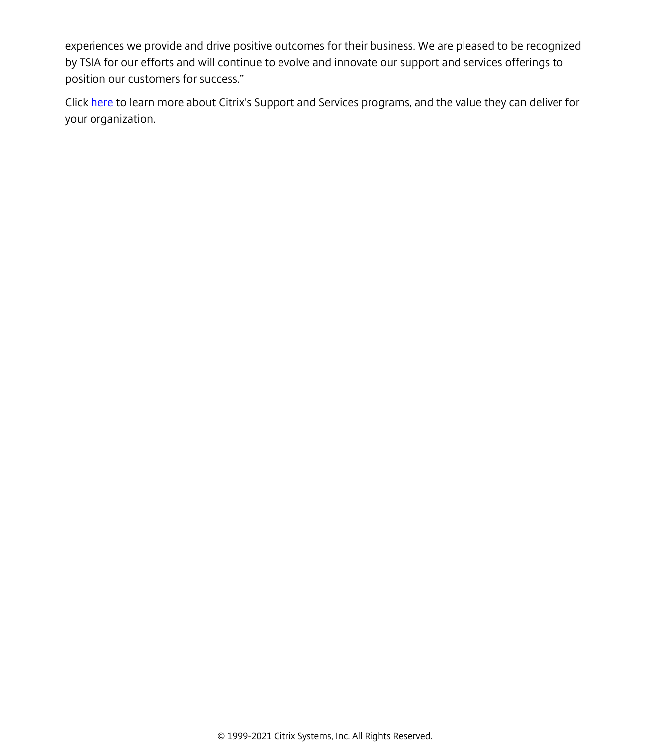experiences we provide and drive positive outcomes for their business. We are pleased to be recognized by TSIA for our efforts and will continue to evolve and innovate our support and services offerings to position our customers for success."

Click here to learn more about Citrix's Support and Services programs, and the value they can deliver for your organization.

© 1999-2021 Citrix Systems, Inc. All Rights Reserved.